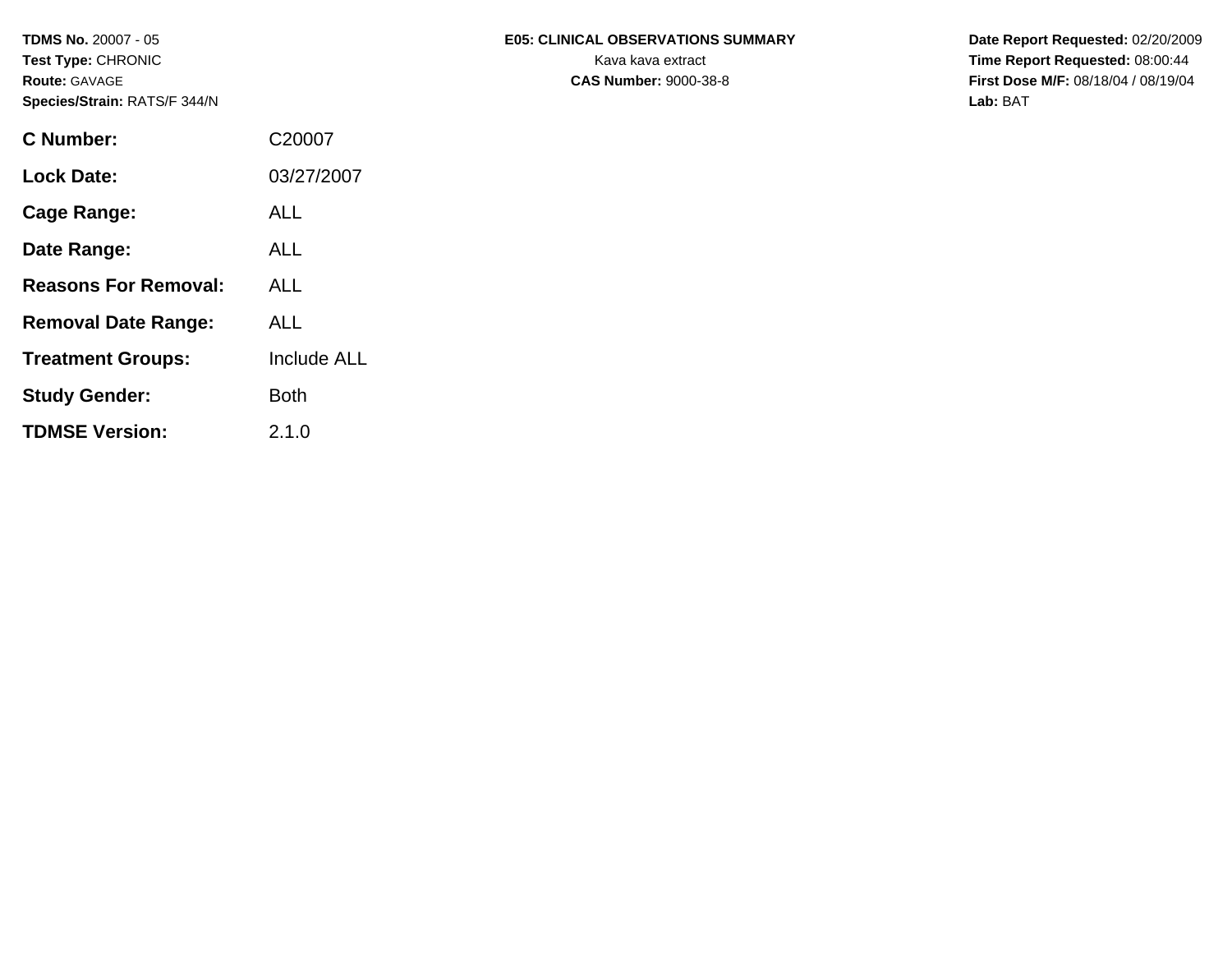**TDMS No.** 20007 - 05
**Test Type:** CHRONIC
**Route:** GAVAGE
**Species/Strain:** RATS/F 344/N

**E05: CLINICAL OBSERVATIONS SUMMARY**
Kava kava extract
**CAS Number:** 9000-38-8

**Date Report Requested:** 02/20/2009
**Time Report Requested:** 08:00:44
**First Dose M/F:** 08/18/04 / 08/19/04
**Lab:** BAT

| | |
|---|---|
| **C Number:** | C20007 |
| **Lock Date:** | 03/27/2007 |
| **Cage Range:** | ALL |
| **Date Range:** | ALL |
| **Reasons For Removal:** | ALL |
| **Removal Date Range:** | ALL |
| **Treatment Groups:** | Include ALL |
| **Study Gender:** | Both |
| **TDMSE Version:** | 2.1.0 |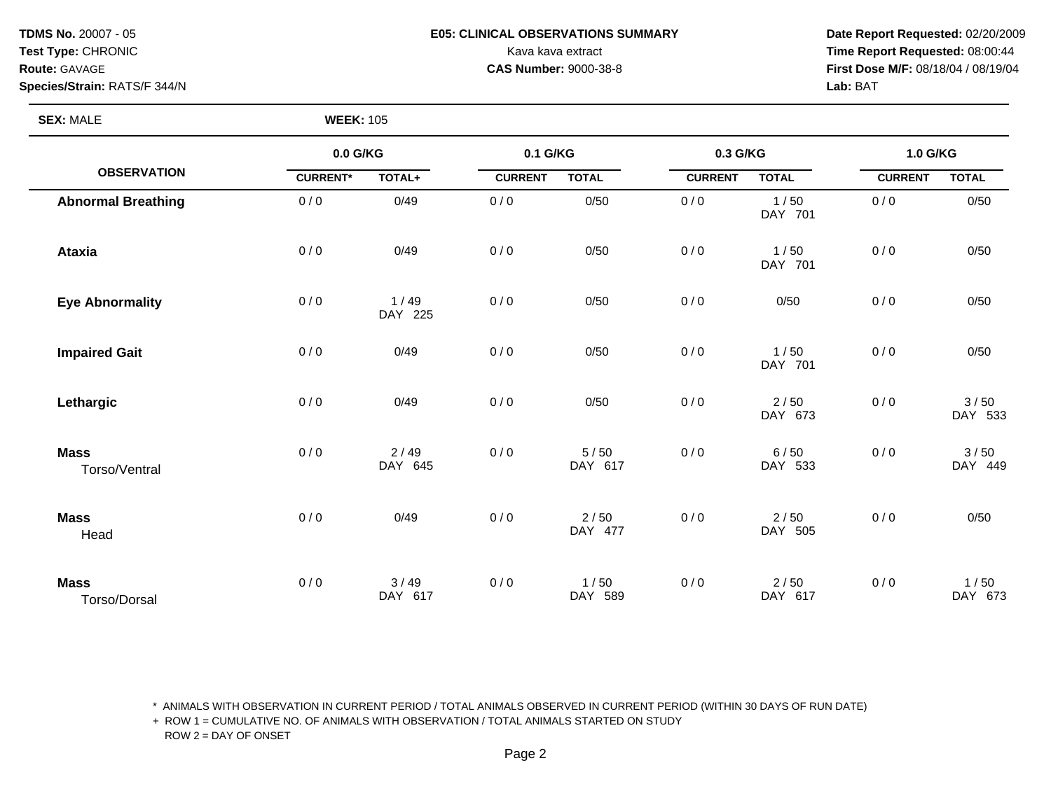**TDMS No.** 20007 - 05
**Test Type:** CHRONIC
**Route:** GAVAGE
**Species/Strain:** RATS/F 344/N

**E05: CLINICAL OBSERVATIONS SUMMARY**
Kava kava extract
**CAS Number:** 9000-38-8

**Date Report Requested:** 02/20/2009
**Time Report Requested:** 08:00:44
**First Dose M/F:** 08/18/04 / 08/19/04
**Lab:** BAT

**SEX:** MALE **WEEK:** 105

| OBSERVATION | 0.0 G/KG | | 0.1 G/KG | | 0.3 G/KG | | 1.0 G/KG | |
|---|---|---|---|---|---|---|---|---|
| | CURRENT* | TOTAL+ | CURRENT | TOTAL | CURRENT | TOTAL | CURRENT | TOTAL |
| **Abnormal Breathing** | 0 / 0 | 0/49 | 0 / 0 | 0/50 | 0 / 0 | 1 / 50 DAY 701 | 0 / 0 | 0/50 |
| **Ataxia** | 0 / 0 | 0/49 | 0 / 0 | 0/50 | 0 / 0 | 1 / 50 DAY 701 | 0 / 0 | 0/50 |
| **Eye Abnormality** | 0 / 0 | 1 / 49 DAY 225 | 0 / 0 | 0/50 | 0 / 0 | 0/50 | 0 / 0 | 0/50 |
| **Impaired Gait** | 0 / 0 | 0/49 | 0 / 0 | 0/50 | 0 / 0 | 1 / 50 DAY 701 | 0 / 0 | 0/50 |
| **Lethargic** | 0 / 0 | 0/49 | 0 / 0 | 0/50 | 0 / 0 | 2 / 50 DAY 673 | 0 / 0 | 3 / 50 DAY 533 |
| **Mass** Torso/Ventral | 0 / 0 | 2 / 49 DAY 645 | 0 / 0 | 5 / 50 DAY 617 | 0 / 0 | 6 / 50 DAY 533 | 0 / 0 | 3 / 50 DAY 449 |
| **Mass** Head | 0 / 0 | 0/49 | 0 / 0 | 2 / 50 DAY 477 | 0 / 0 | 2 / 50 DAY 505 | 0 / 0 | 0/50 |
| **Mass** Torso/Dorsal | 0 / 0 | 3 / 49 DAY 617 | 0 / 0 | 1 / 50 DAY 589 | 0 / 0 | 2 / 50 DAY 617 | 0 / 0 | 1 / 50 DAY 673 |

* ANIMALS WITH OBSERVATION IN CURRENT PERIOD / TOTAL ANIMALS OBSERVED IN CURRENT PERIOD (WITHIN 30 DAYS OF RUN DATE)
+ ROW 1 = CUMULATIVE NO. OF ANIMALS WITH OBSERVATION / TOTAL ANIMALS STARTED ON STUDY
ROW 2 = DAY OF ONSET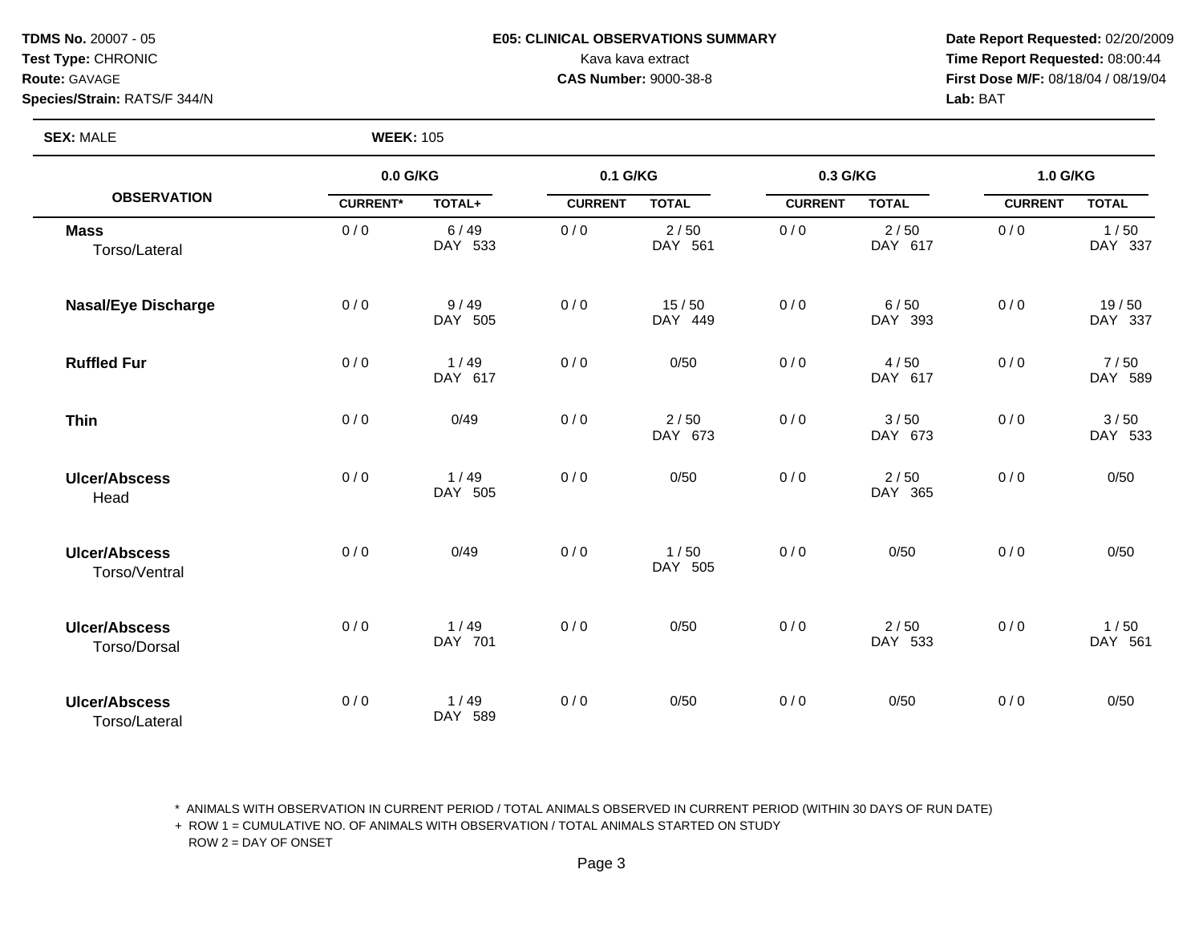**TDMS No.** 20007 - 05
**Test Type:** CHRONIC
**Route:** GAVAGE
**Species/Strain:** RATS/F 344/N

**E05: CLINICAL OBSERVATIONS SUMMARY**
Kava kava extract
**CAS Number:** 9000-38-8

**Date Report Requested:** 02/20/2009
**Time Report Requested:** 08:00:44
**First Dose M/F:** 08/18/04 / 08/19/04
**Lab:** BAT

**SEX:** MALE **WEEK:** 105

| OBSERVATION | 0.0 G/KG | | 0.1 G/KG | | 0.3 G/KG | | 1.0 G/KG | |
|---|---|---|---|---|---|---|---|---|
| | CURRENT* | TOTAL+ | CURRENT | TOTAL | CURRENT | TOTAL | CURRENT | TOTAL |
| **Mass** Torso/Lateral | 0 / 0 | 6 / 49 DAY 533 | 0 / 0 | 2 / 50 DAY 561 | 0 / 0 | 2 / 50 DAY 617 | 0 / 0 | 1 / 50 DAY 337 |
| **Nasal/Eye Discharge** | 0 / 0 | 9 / 49 DAY 505 | 0 / 0 | 15 / 50 DAY 449 | 0 / 0 | 6 / 50 DAY 393 | 0 / 0 | 19 / 50 DAY 337 |
| **Ruffled Fur** | 0 / 0 | 1 / 49 DAY 617 | 0 / 0 | 0/50 | 0 / 0 | 4 / 50 DAY 617 | 0 / 0 | 7 / 50 DAY 589 |
| **Thin** | 0 / 0 | 0/49 | 0 / 0 | 2 / 50 DAY 673 | 0 / 0 | 3 / 50 DAY 673 | 0 / 0 | 3 / 50 DAY 533 |
| **Ulcer/Abscess** Head | 0 / 0 | 1 / 49 DAY 505 | 0 / 0 | 0/50 | 0 / 0 | 2 / 50 DAY 365 | 0 / 0 | 0/50 |
| **Ulcer/Abscess** Torso/Ventral | 0 / 0 | 0/49 | 0 / 0 | 1 / 50 DAY 505 | 0 / 0 | 0/50 | 0 / 0 | 0/50 |
| **Ulcer/Abscess** Torso/Dorsal | 0 / 0 | 1 / 49 DAY 701 | 0 / 0 | 0/50 | 0 / 0 | 2 / 50 DAY 533 | 0 / 0 | 1 / 50 DAY 561 |
| **Ulcer/Abscess** Torso/Lateral | 0 / 0 | 1 / 49 DAY 589 | 0 / 0 | 0/50 | 0 / 0 | 0/50 | 0 / 0 | 0/50 |

\* ANIMALS WITH OBSERVATION IN CURRENT PERIOD / TOTAL ANIMALS OBSERVED IN CURRENT PERIOD (WITHIN 30 DAYS OF RUN DATE)
+ ROW 1 = CUMULATIVE NO. OF ANIMALS WITH OBSERVATION / TOTAL ANIMALS STARTED ON STUDY
ROW 2 = DAY OF ONSET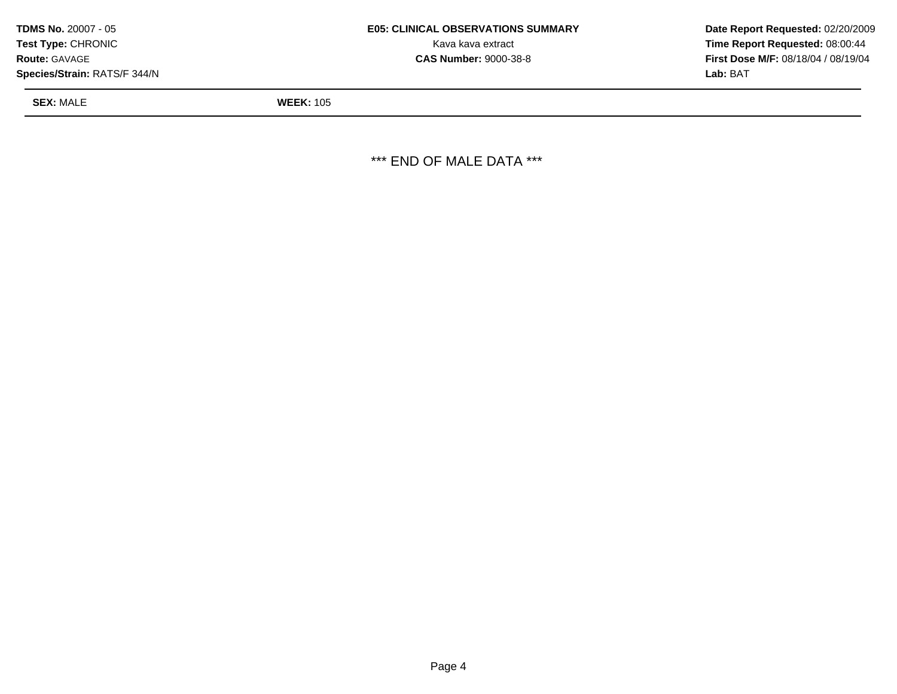**TDMS No.** 20007 - 05
**Test Type:** CHRONIC
**Route:** GAVAGE
**Species/Strain:** RATS/F 344/N

**E05: CLINICAL OBSERVATIONS SUMMARY**
Kava kava extract
**CAS Number:** 9000-38-8

**Date Report Requested:** 02/20/2009
**Time Report Requested:** 08:00:44
**First Dose M/F:** 08/18/04 / 08/19/04
**Lab:** BAT

**SEX:** MALE **WEEK:** 105

*** END OF MALE DATA ***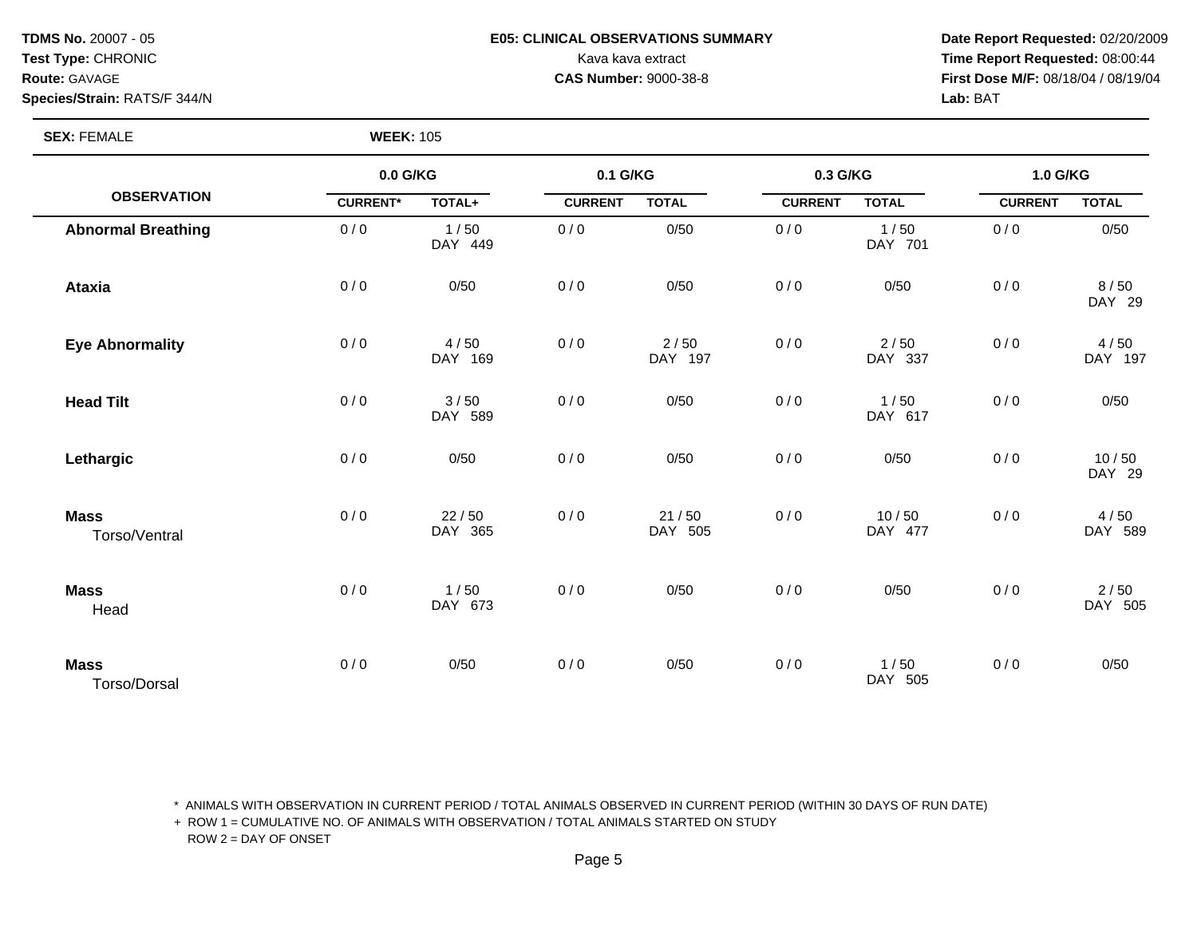**TDMS No.** 20007 - 05
**Test Type:** CHRONIC
**Route:** GAVAGE
**Species/Strain:** RATS/F 344/N

**E05: CLINICAL OBSERVATIONS SUMMARY**
Kava kava extract
**CAS Number:** 9000-38-8

**Date Report Requested:** 02/20/2009
**Time Report Requested:** 08:00:44
**First Dose M/F:** 08/18/04 / 08/19/04
**Lab:** BAT

**SEX:** FEMALE **WEEK:** 105

| OBSERVATION | 0.0 G/KG | | 0.1 G/KG | | 0.3 G/KG | | 1.0 G/KG | |
|---|---|---|---|---|---|---|---|---|
| | CURRENT* | TOTAL+ | CURRENT | TOTAL | CURRENT | TOTAL | CURRENT | TOTAL |
| **Abnormal Breathing** | 0 / 0 | 1 / 50<br>DAY 449 | 0 / 0 | 0/50 | 0 / 0 | 1 / 50<br>DAY 701 | 0 / 0 | 0/50 |
| **Ataxia** | 0 / 0 | 0/50 | 0 / 0 | 0/50 | 0 / 0 | 0/50 | 0 / 0 | 8 / 50<br>DAY 29 |
| **Eye Abnormality** | 0 / 0 | 4 / 50<br>DAY 169 | 0 / 0 | 2 / 50<br>DAY 197 | 0 / 0 | 2 / 50<br>DAY 337 | 0 / 0 | 4 / 50<br>DAY 197 |
| **Head Tilt** | 0 / 0 | 3 / 50<br>DAY 589 | 0 / 0 | 0/50 | 0 / 0 | 1 / 50<br>DAY 617 | 0 / 0 | 0/50 |
| **Lethargic** | 0 / 0 | 0/50 | 0 / 0 | 0/50 | 0 / 0 | 0/50 | 0 / 0 | 10 / 50<br>DAY 29 |
| **Mass**<br>Torso/Ventral | 0 / 0 | 22 / 50<br>DAY 365 | 0 / 0 | 21 / 50<br>DAY 505 | 0 / 0 | 10 / 50<br>DAY 477 | 0 / 0 | 4 / 50<br>DAY 589 |
| **Mass**<br>Head | 0 / 0 | 1 / 50<br>DAY 673 | 0 / 0 | 0/50 | 0 / 0 | 0/50 | 0 / 0 | 2 / 50<br>DAY 505 |
| **Mass**<br>Torso/Dorsal | 0 / 0 | 0/50 | 0 / 0 | 0/50 | 0 / 0 | 1 / 50<br>DAY 505 | 0 / 0 | 0/50 |

\* ANIMALS WITH OBSERVATION IN CURRENT PERIOD / TOTAL ANIMALS OBSERVED IN CURRENT PERIOD (WITHIN 30 DAYS OF RUN DATE)
+ ROW 1 = CUMULATIVE NO. OF ANIMALS WITH OBSERVATION / TOTAL ANIMALS STARTED ON STUDY
ROW 2 = DAY OF ONSET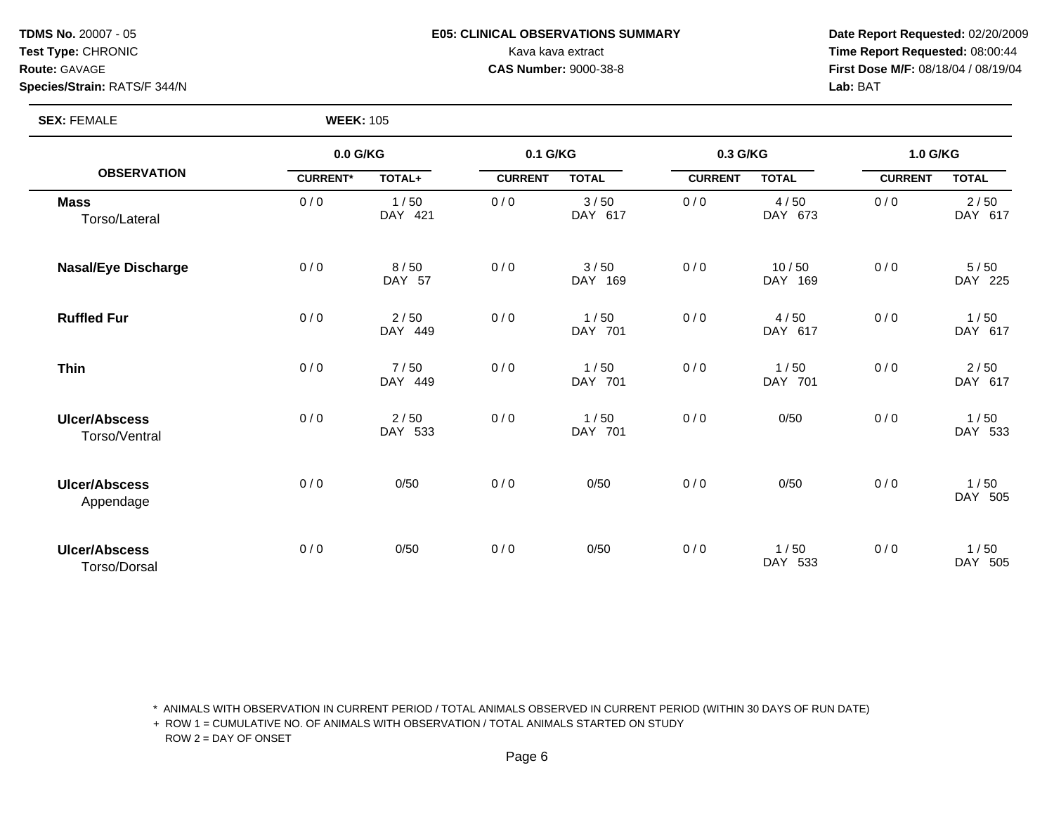**TDMS No.** 20007 - 05
**Test Type:** CHRONIC
**Route:** GAVAGE
**Species/Strain:** RATS/F 344/N

**E05: CLINICAL OBSERVATIONS SUMMARY**
Kava kava extract
**CAS Number:** 9000-38-8

**Date Report Requested:** 02/20/2009
**Time Report Requested:** 08:00:44
**First Dose M/F:** 08/18/04 / 08/19/04
**Lab:** BAT

**SEX:** FEMALE **WEEK:** 105

| OBSERVATION | 0.0 G/KG | | 0.1 G/KG | | 0.3 G/KG | | 1.0 G/KG | |
|---|---|---|---|---|---|---|---|---|
| | CURRENT* | TOTAL+ | CURRENT | TOTAL | CURRENT | TOTAL | CURRENT | TOTAL |
| **Mass** Torso/Lateral | 0 / 0 | 1 / 50 DAY 421 | 0 / 0 | 3 / 50 DAY 617 | 0 / 0 | 4 / 50 DAY 673 | 0 / 0 | 2 / 50 DAY 617 |
| **Nasal/Eye Discharge** | 0 / 0 | 8 / 50 DAY 57 | 0 / 0 | 3 / 50 DAY 169 | 0 / 0 | 10 / 50 DAY 169 | 0 / 0 | 5 / 50 DAY 225 |
| **Ruffled Fur** | 0 / 0 | 2 / 50 DAY 449 | 0 / 0 | 1 / 50 DAY 701 | 0 / 0 | 4 / 50 DAY 617 | 0 / 0 | 1 / 50 DAY 617 |
| **Thin** | 0 / 0 | 7 / 50 DAY 449 | 0 / 0 | 1 / 50 DAY 701 | 0 / 0 | 1 / 50 DAY 701 | 0 / 0 | 2 / 50 DAY 617 |
| **Ulcer/Abscess** Torso/Ventral | 0 / 0 | 2 / 50 DAY 533 | 0 / 0 | 1 / 50 DAY 701 | 0 / 0 | 0/50 | 0 / 0 | 1 / 50 DAY 533 |
| **Ulcer/Abscess** Appendage | 0 / 0 | 0/50 | 0 / 0 | 0/50 | 0 / 0 | 0/50 | 0 / 0 | 1 / 50 DAY 505 |
| **Ulcer/Abscess** Torso/Dorsal | 0 / 0 | 0/50 | 0 / 0 | 0/50 | 0 / 0 | 1 / 50 DAY 533 | 0 / 0 | 1 / 50 DAY 505 |

* ANIMALS WITH OBSERVATION IN CURRENT PERIOD / TOTAL ANIMALS OBSERVED IN CURRENT PERIOD (WITHIN 30 DAYS OF RUN DATE)
+ ROW 1 = CUMULATIVE NO. OF ANIMALS WITH OBSERVATION / TOTAL ANIMALS STARTED ON STUDY
ROW 2 = DAY OF ONSET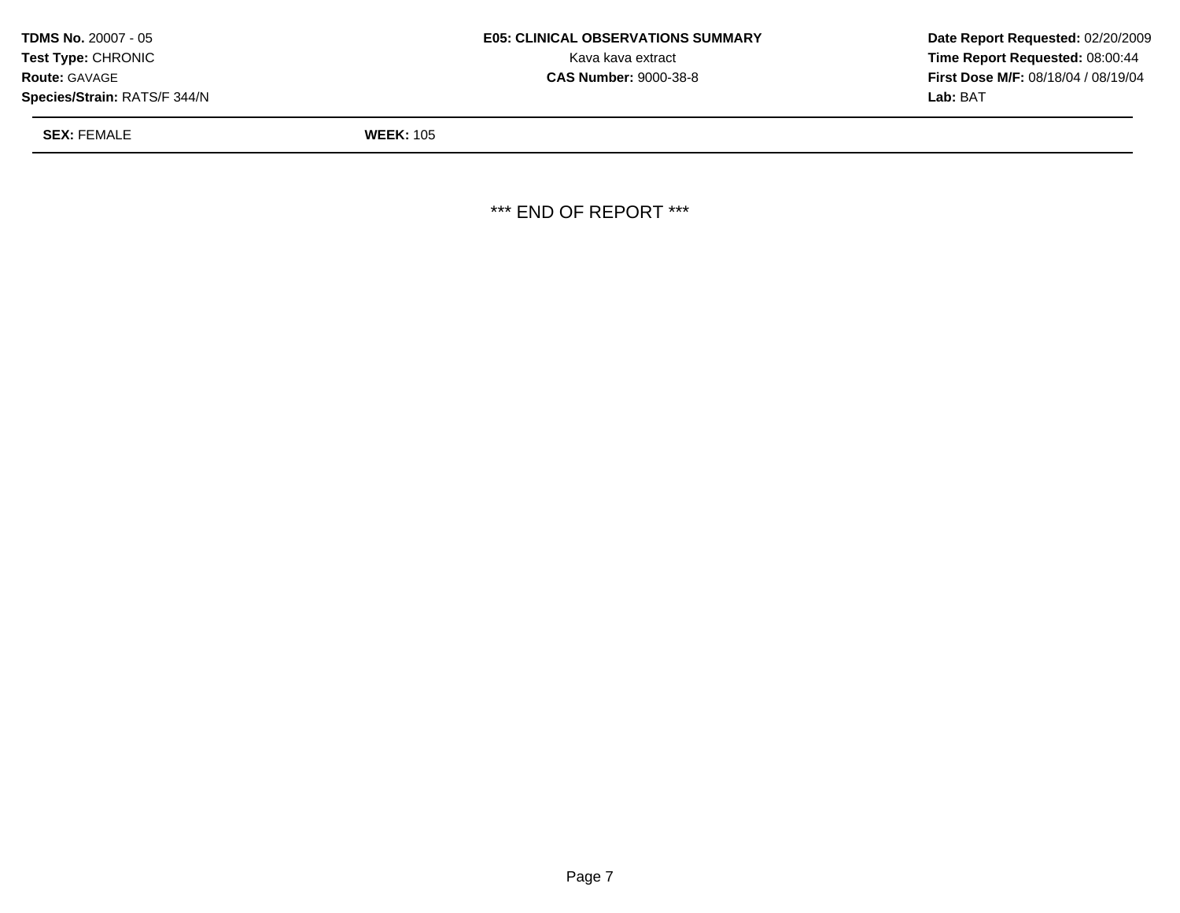**TDMS No.** 20007 - 05
**Test Type:** CHRONIC
**Route:** GAVAGE
**Species/Strain:** RATS/F 344/N

**E05: CLINICAL OBSERVATIONS SUMMARY**
Kava kava extract
**CAS Number:** 9000-38-8

**Date Report Requested:** 02/20/2009
**Time Report Requested:** 08:00:44
**First Dose M/F:** 08/18/04 / 08/19/04
**Lab:** BAT

**SEX:** FEMALE **WEEK:** 105

*** END OF REPORT ***